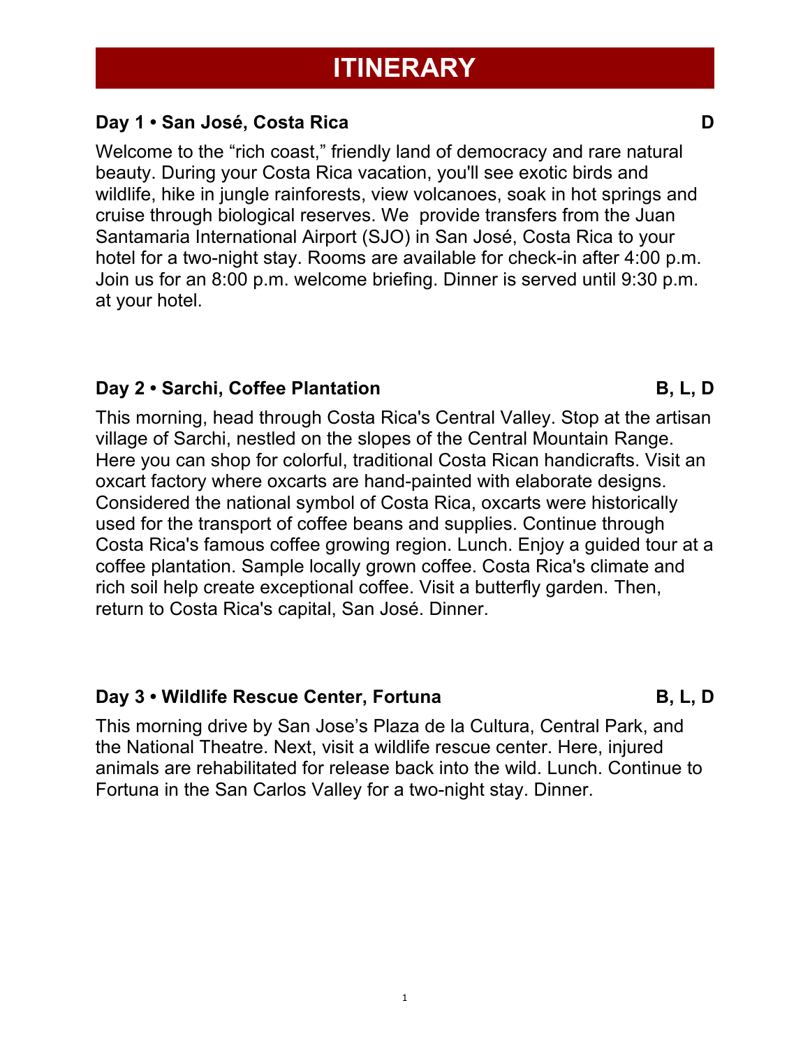# ITINERARY

### Day 1 • San José, Costa Rica — D

Welcome to the "rich coast," friendly land of democracy and rare natural beauty. During your Costa Rica vacation, you'll see exotic birds and wildlife, hike in jungle rainforests, view volcanoes, soak in hot springs and cruise through biological reserves. We provide transfers from the Juan Santamaria International Airport (SJO) in San José, Costa Rica to your hotel for a two-night stay. Rooms are available for check-in after 4:00 p.m. Join us for an 8:00 p.m. welcome briefing. Dinner is served until 9:30 p.m. at your hotel.

### Day 2 • Sarchi, Coffee Plantation — B, L, D

This morning, head through Costa Rica's Central Valley. Stop at the artisan village of Sarchi, nestled on the slopes of the Central Mountain Range. Here you can shop for colorful, traditional Costa Rican handicrafts. Visit an oxcart factory where oxcarts are hand-painted with elaborate designs. Considered the national symbol of Costa Rica, oxcarts were historically used for the transport of coffee beans and supplies. Continue through Costa Rica's famous coffee growing region. Lunch. Enjoy a guided tour at a coffee plantation. Sample locally grown coffee. Costa Rica's climate and rich soil help create exceptional coffee. Visit a butterfly garden. Then, return to Costa Rica's capital, San José. Dinner.

### Day 3 • Wildlife Rescue Center, Fortuna — B, L, D

This morning drive by San Jose's Plaza de la Cultura, Central Park, and the National Theatre. Next, visit a wildlife rescue center. Here, injured animals are rehabilitated for release back into the wild. Lunch. Continue to Fortuna in the San Carlos Valley for a two-night stay. Dinner.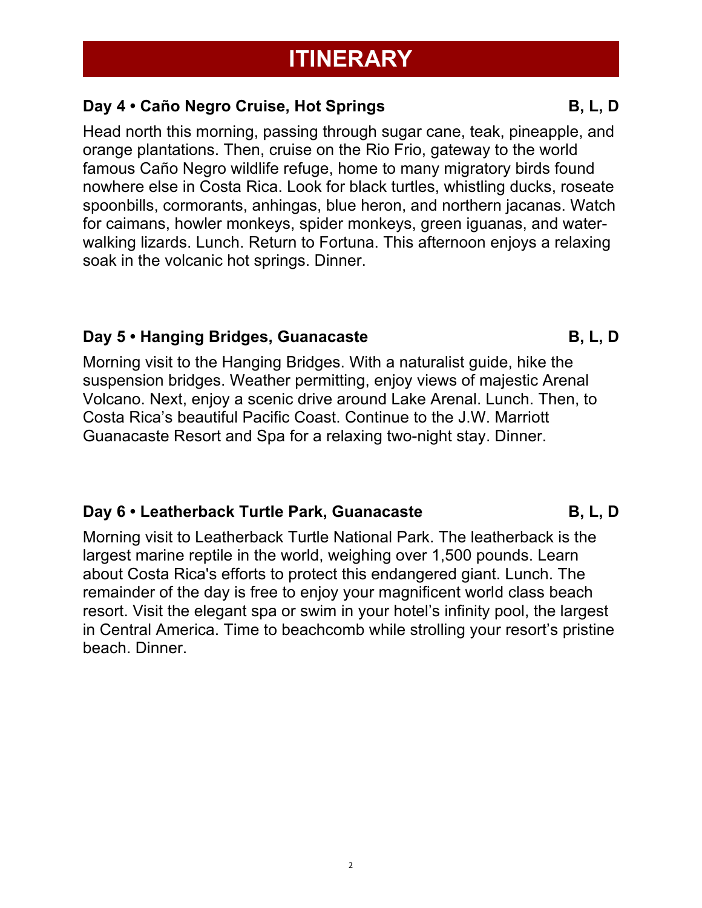# ITINERARY

**Day 4 • Caño Negro Cruise, Hot Springs** **B, L, D**

Head north this morning, passing through sugar cane, teak, pineapple, and orange plantations. Then, cruise on the Rio Frio, gateway to the world famous Caño Negro wildlife refuge, home to many migratory birds found nowhere else in Costa Rica. Look for black turtles, whistling ducks, roseate spoonbills, cormorants, anhingas, blue heron, and northern jacanas. Watch for caimans, howler monkeys, spider monkeys, green iguanas, and water-walking lizards. Lunch. Return to Fortuna. This afternoon enjoys a relaxing soak in the volcanic hot springs. Dinner.

**Day 5 • Hanging Bridges, Guanacaste** **B, L, D**

Morning visit to the Hanging Bridges. With a naturalist guide, hike the suspension bridges. Weather permitting, enjoy views of majestic Arenal Volcano. Next, enjoy a scenic drive around Lake Arenal. Lunch. Then, to Costa Rica's beautiful Pacific Coast. Continue to the J.W. Marriott Guanacaste Resort and Spa for a relaxing two-night stay. Dinner.

**Day 6 • Leatherback Turtle Park, Guanacaste** **B, L, D**

Morning visit to Leatherback Turtle National Park. The leatherback is the largest marine reptile in the world, weighing over 1,500 pounds. Learn about Costa Rica's efforts to protect this endangered giant. Lunch. The remainder of the day is free to enjoy your magnificent world class beach resort. Visit the elegant spa or swim in your hotel's infinity pool, the largest in Central America. Time to beachcomb while strolling your resort's pristine beach. Dinner.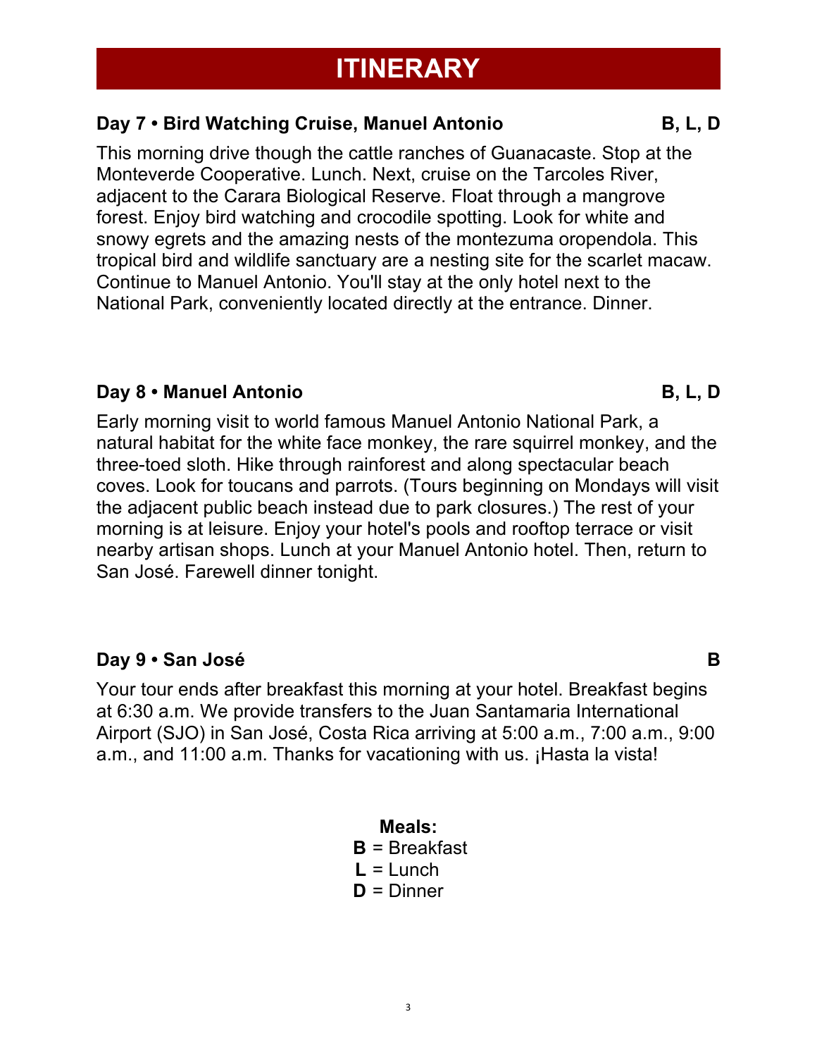# ITINERARY

**Day 7 • Bird Watching Cruise, Manuel Antonio** **B, L, D**

This morning drive though the cattle ranches of Guanacaste. Stop at the Monteverde Cooperative. Lunch. Next, cruise on the Tarcoles River, adjacent to the Carara Biological Reserve. Float through a mangrove forest. Enjoy bird watching and crocodile spotting. Look for white and snowy egrets and the amazing nests of the montezuma oropendola. This tropical bird and wildlife sanctuary are a nesting site for the scarlet macaw. Continue to Manuel Antonio. You'll stay at the only hotel next to the National Park, conveniently located directly at the entrance. Dinner.

**Day 8 • Manuel Antonio** **B, L, D**

Early morning visit to world famous Manuel Antonio National Park, a natural habitat for the white face monkey, the rare squirrel monkey, and the three-toed sloth. Hike through rainforest and along spectacular beach coves. Look for toucans and parrots. (Tours beginning on Mondays will visit the adjacent public beach instead due to park closures.) The rest of your morning is at leisure. Enjoy your hotel's pools and rooftop terrace or visit nearby artisan shops. Lunch at your Manuel Antonio hotel. Then, return to San José. Farewell dinner tonight.

**Day 9 • San José** **B**

Your tour ends after breakfast this morning at your hotel. Breakfast begins at 6:30 a.m. We provide transfers to the Juan Santamaria International Airport (SJO) in San José, Costa Rica arriving at 5:00 a.m., 7:00 a.m., 9:00 a.m., and 11:00 a.m. Thanks for vacationing with us. ¡Hasta la vista!

**Meals:**
**B** = Breakfast
**L** = Lunch
**D** = Dinner